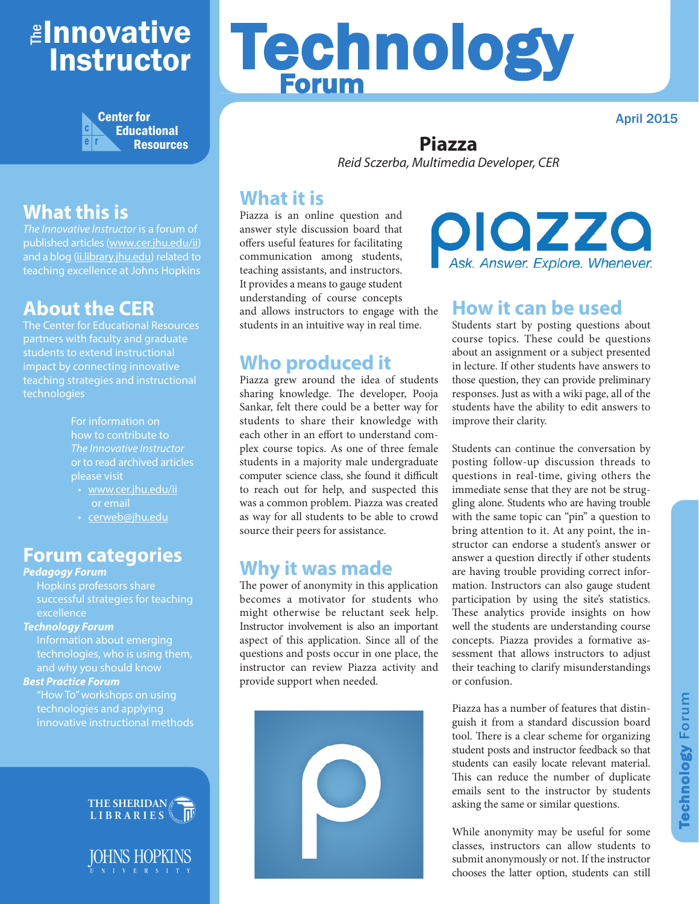# The Innovative Instructor

# Technology Forum

Center for Educational Resources

April 2015

## Piazza

*Reid Sczerba, Multimedia Developer, CER*

## What this is

*The Innovative Instructor* is a forum of published articles (www.cer.jhu.edu/ii) and a blog (ii.library.jhu.edu) related to teaching excellence at Johns Hopkins

## About the CER

The Center for Educational Resources partners with faculty and graduate students to extend instructional impact by connecting innovative teaching strategies and instructional technologies

For information on how to contribute to *The Innovative Instructor* or to read archived articles please visit

- www.cer.jhu.edu/ii
  or email
- cerweb@jhu.edu

## Forum categories

***Pedagogy Forum***
Hopkins professors share successful strategies for teaching excellence

***Technology Forum***
Information about emerging technologies, who is using them, and why you should know

***Best Practice Forum***
"How To" workshops on using technologies and applying innovative instructional methods

The Sheridan Libraries

Johns Hopkins University

## What it is

Piazza is an online question and answer style discussion board that offers useful features for facilitating communication among students, teaching assistants, and instructors. It provides a means to gauge student understanding of course concepts and allows instructors to engage with the students in an intuitive way in real time.

piazza
Ask. Answer. Explore. Whenever.

## Who produced it

Piazza grew around the idea of students sharing knowledge. The developer, Pooja Sankar, felt there could be a better way for students to share their knowledge with each other in an effort to understand complex course topics. As one of three female students in a majority male undergraduate computer science class, she found it difficult to reach out for help, and suspected this was a common problem. Piazza was created as way for all students to be able to crowd source their peers for assistance.

## Why it was made

The power of anonymity in this application becomes a motivator for students who might otherwise be reluctant seek help. Instructor involvement is also an important aspect of this application. Since all of the questions and posts occur in one place, the instructor can review Piazza activity and provide support when needed.

## How it can be used

Students start by posting questions about course topics. These could be questions about an assignment or a subject presented in lecture. If other students have answers to those question, they can provide preliminary responses. Just as with a wiki page, all of the students have the ability to edit answers to improve their clarity.

Students can continue the conversation by posting follow-up discussion threads to questions in real-time, giving others the immediate sense that they are not be struggling alone. Students who are having trouble with the same topic can "pin" a question to bring attention to it. At any point, the instructor can endorse a student's answer or answer a question directly if other students are having trouble providing correct information. Instructors can also gauge student participation by using the site's statistics. These analytics provide insights on how well the students are understanding course concepts. Piazza provides a formative assessment that allows instructors to adjust their teaching to clarify misunderstandings or confusion.

Piazza has a number of features that distinguish it from a standard discussion board tool. There is a clear scheme for organizing student posts and instructor feedback so that students can easily locate relevant material. This can reduce the number of duplicate emails sent to the instructor by students asking the same or similar questions.

While anonymity may be useful for some classes, instructors can allow students to submit anonymously or not. If the instructor chooses the latter option, students can still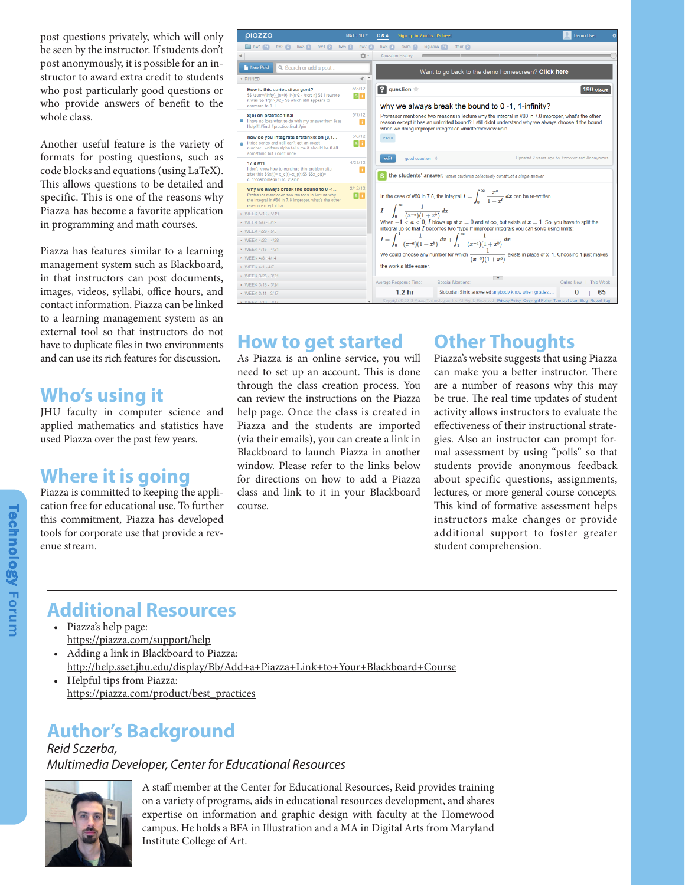post questions privately, which will only be seen by the instructor. If students don't post anonymously, it is possible for an instructor to award extra credit to students who post particularly good questions or who provide answers of benefit to the whole class.

Another useful feature is the variety of formats for posting questions, such as code blocks and equations (using LaTeX). This allows questions to be detailed and specific. This is one of the reasons why Piazza has become a favorite application in programming and math courses.

Piazza has features similar to a learning management system such as Blackboard, in that instructors can post documents, images, videos, syllabi, office hours, and contact information. Piazza can be linked to a learning management system as an external tool so that instructors do not have to duplicate files in two environments and can use its rich features for discussion.

## Who's using it

JHU faculty in computer science and applied mathematics and statistics have used Piazza over the past few years.

## Where it is going

Piazza is committed to keeping the application free for educational use. To further this commitment, Piazza has developed tools for corporate use that provide a revenue stream.

## How to get started

As Piazza is an online service, you will need to set up an account. This is done through the class creation process. You can review the instructions on the Piazza help page. Once the class is created in Piazza and the students are imported (via their emails), you can create a link in Blackboard to launch Piazza in another window. Please refer to the links below for directions on how to add a Piazza class and link to it in your Blackboard course.

## Other Thoughts

Piazza's website suggests that using Piazza can make you a better instructor. There are a number of reasons why this may be true. The real time updates of student activity allows instructors to evaluate the effectiveness of their instructional strategies. Also an instructor can prompt formal assessment by using "polls" so that students provide anonymous feedback about specific questions, assignments, lectures, or more general course concepts. This kind of formative assessment helps instructors make changes or provide additional support to foster greater student comprehension.

## Additional Resources

- Piazza's help page:
  https://piazza.com/support/help
- Adding a link in Blackboard to Piazza:
  http://help.sset.jhu.edu/display/Bb/Add+a+Piazza+Link+to+Your+Blackboard+Course
- Helpful tips from Piazza:
  https://piazza.com/product/best_practices

## Author's Background

*Reid Sczerba,*
*Multimedia Developer, Center for Educational Resources*

A staff member at the Center for Educational Resources, Reid provides training on a variety of programs, aids in educational resources development, and shares expertise on information and graphic design with faculty at the Homewood campus. He holds a BFA in Illustration and a MA in Digital Arts from Maryland Institute College of Art.